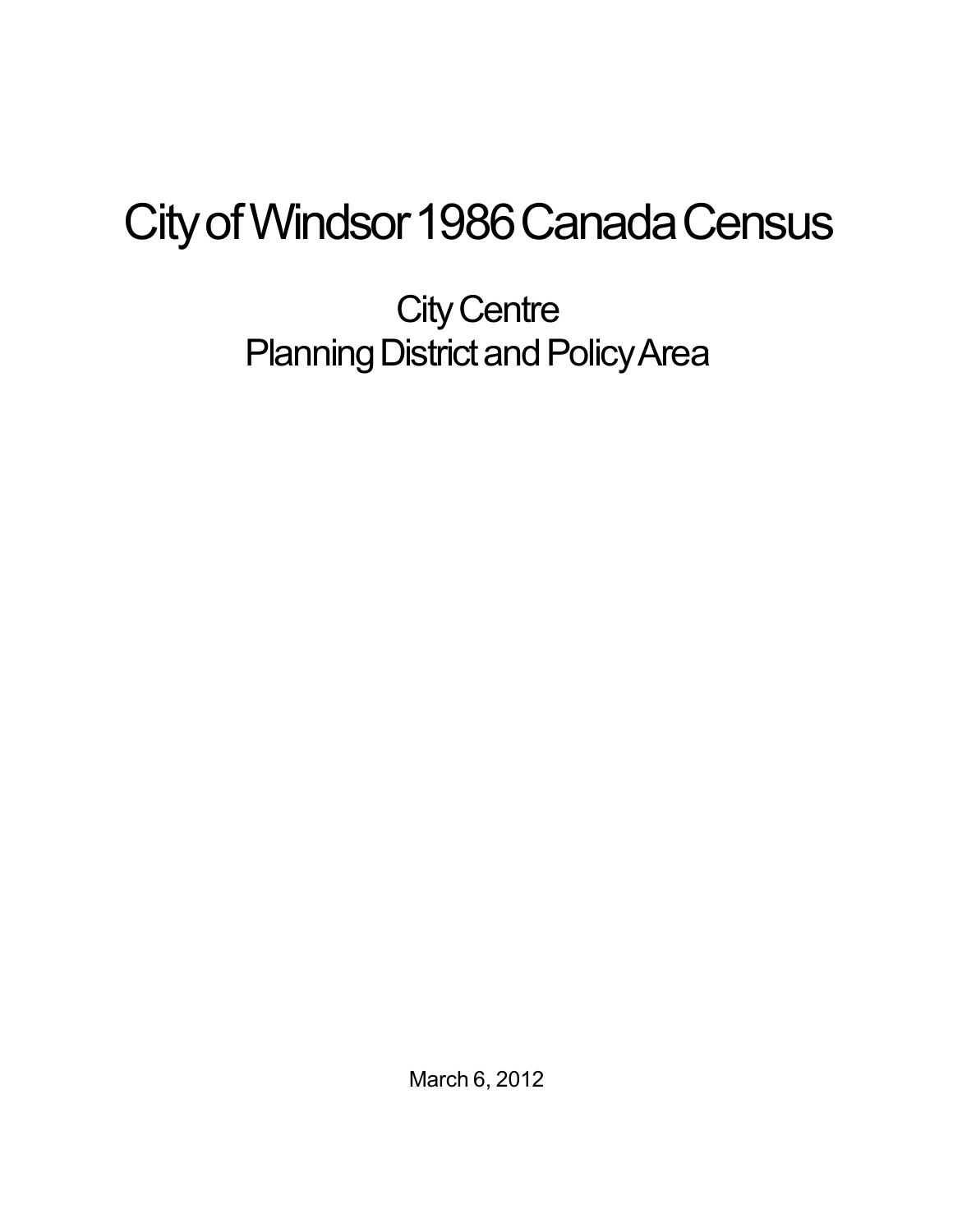# City of Windsor 1986 Canada Census

## City Centre
## Planning District and Policy Area

March 6, 2012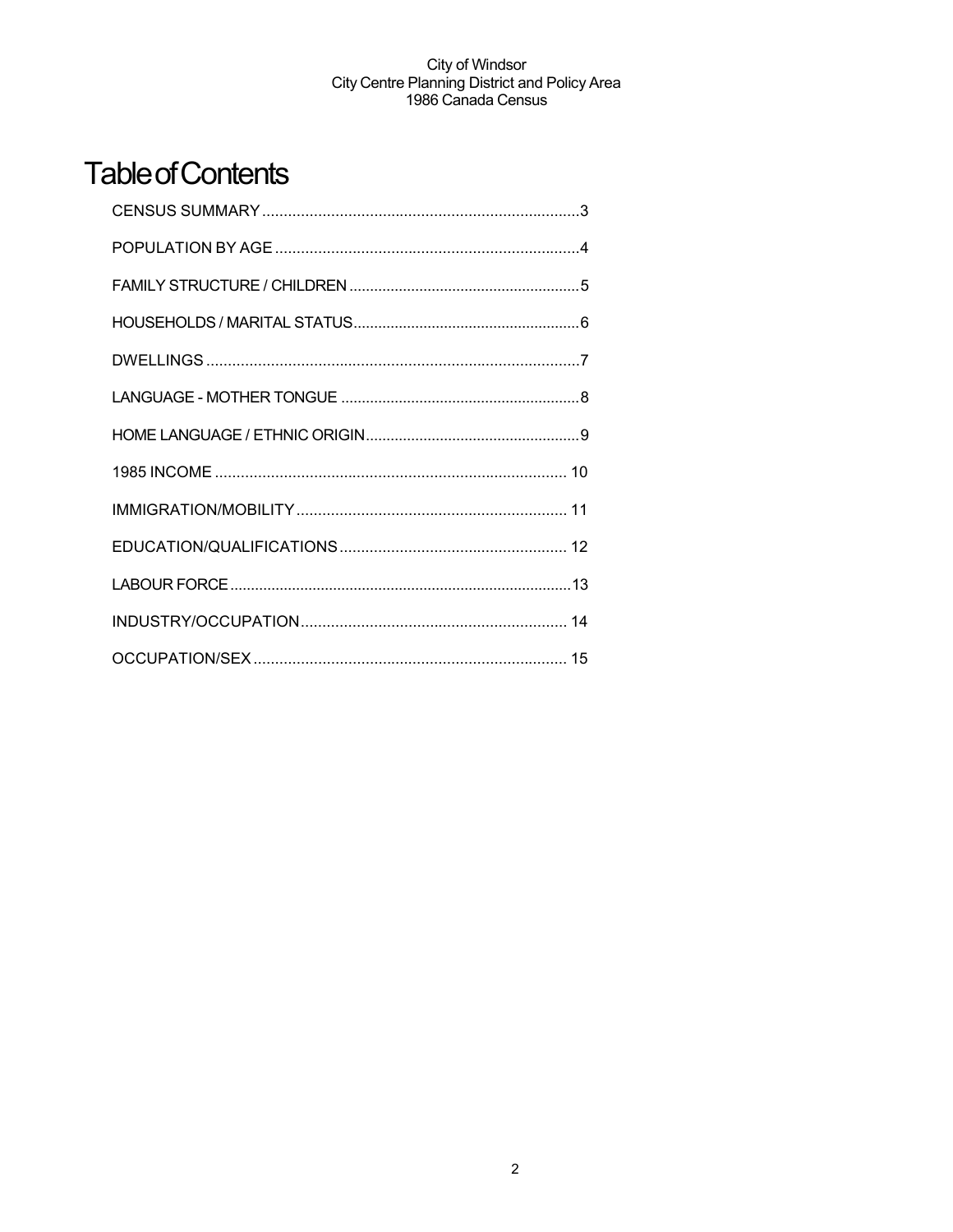# Table of Contents

CENSUS SUMMARY .......................................................................... 3

POPULATION BY AGE ...................................................................... 4

FAMILY STRUCTURE / CHILDREN ...................................................... 5

HOUSEHOLDS / MARITAL STATUS ..................................................... 6

DWELLINGS ...................................................................................... 7

LANGUAGE - MOTHER TONGUE ......................................................... 8

HOME LANGUAGE / ETHNIC ORIGIN .................................................. 9

1985 INCOME .................................................................................. 10

IMMIGRATION/MOBILITY ............................................................... 11

EDUCATION/QUALIFICATIONS ........................................................ 12

LABOUR FORCE ............................................................................... 13

INDUSTRY/OCCUPATION ................................................................ 14

OCCUPATION/SEX .......................................................................... 15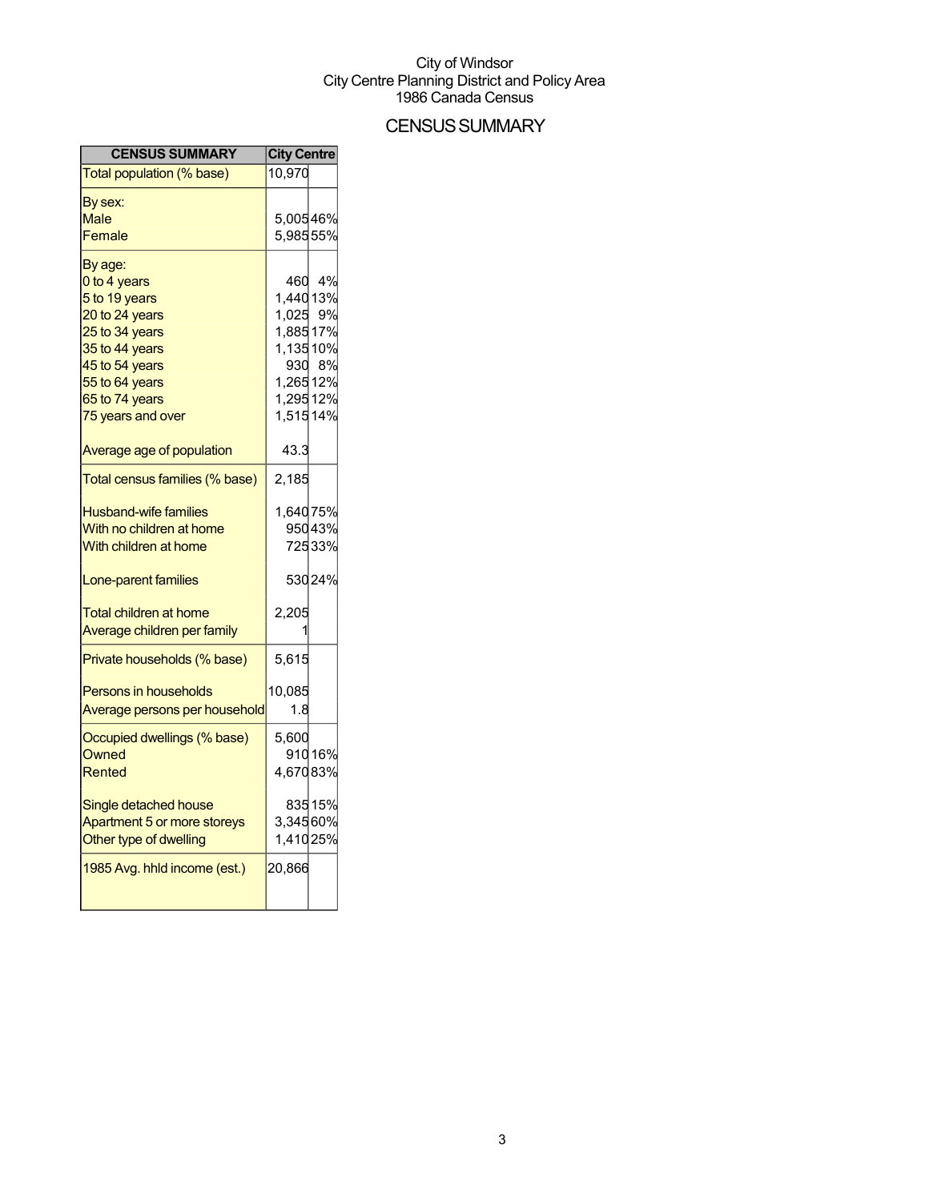City of Windsor
City Centre Planning District and Policy Area
1986 Canada Census

# CENSUS SUMMARY

| CENSUS SUMMARY | City Centre | |
|---|---|---|
| Total population (% base) | 10,970 | |
| By sex: | | |
| Male | 5,005 | 46% |
| Female | 5,985 | 55% |
| By age: | | |
| 0 to 4 years | 460 | 4% |
| 5 to 19 years | 1,440 | 13% |
| 20 to 24 years | 1,025 | 9% |
| 25 to 34 years | 1,885 | 17% |
| 35 to 44 years | 1,135 | 10% |
| 45 to 54 years | 930 | 8% |
| 55 to 64 years | 1,265 | 12% |
| 65 to 74 years | 1,295 | 12% |
| 75 years and over | 1,515 | 14% |
| Average age of population | 43.3 | |
| Total census families (% base) | 2,185 | |
| Husband-wife families | 1,640 | 75% |
| With no children at home | 950 | 43% |
| With children at home | 725 | 33% |
| Lone-parent families | 530 | 24% |
| Total children at home | 2,205 | |
| Average children per family | 1 | |
| Private households (% base) | 5,615 | |
| Persons in households | 10,085 | |
| Average persons per household | 1.8 | |
| Occupied dwellings (% base) | 5,600 | |
| Owned | 910 | 16% |
| Rented | 4,670 | 83% |
| Single detached house | 835 | 15% |
| Apartment 5 or more storeys | 3,345 | 60% |
| Other type of dwelling | 1,410 | 25% |
| 1985 Avg. hhld income (est.) | 20,866 | |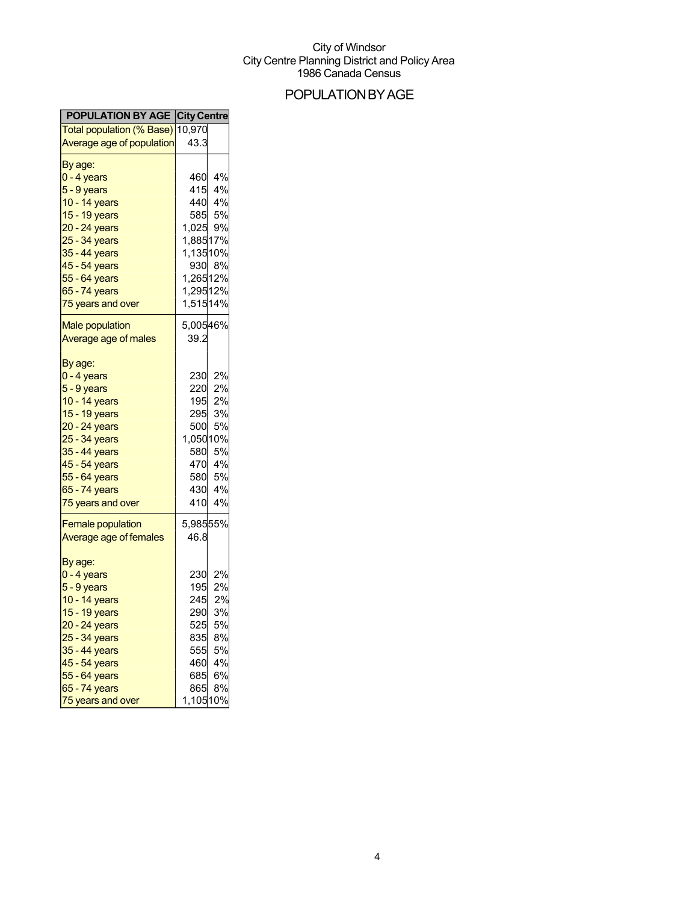City of Windsor
City Centre Planning District and Policy Area
1986 Canada Census

# POPULATION BY AGE

| POPULATION BY AGE | City Centre | |
|---|---|---|
| Total population (% Base) | 10,970 | |
| Average age of population | 43.3 | |
| By age: | | |
| 0 - 4 years | 460 | 4% |
| 5 - 9 years | 415 | 4% |
| 10 - 14 years | 440 | 4% |
| 15 - 19 years | 585 | 5% |
| 20 - 24 years | 1,025 | 9% |
| 25 - 34 years | 1,885 | 17% |
| 35 - 44 years | 1,135 | 10% |
| 45 - 54 years | 930 | 8% |
| 55 - 64 years | 1,265 | 12% |
| 65 - 74 years | 1,295 | 12% |
| 75 years and over | 1,515 | 14% |
| Male population | 5,005 | 46% |
| Average age of males | 39.2 | |
| By age: | | |
| 0 - 4 years | 230 | 2% |
| 5 - 9 years | 220 | 2% |
| 10 - 14 years | 195 | 2% |
| 15 - 19 years | 295 | 3% |
| 20 - 24 years | 500 | 5% |
| 25 - 34 years | 1,050 | 10% |
| 35 - 44 years | 580 | 5% |
| 45 - 54 years | 470 | 4% |
| 55 - 64 years | 580 | 5% |
| 65 - 74 years | 430 | 4% |
| 75 years and over | 410 | 4% |
| Female population | 5,985 | 55% |
| Average age of females | 46.8 | |
| By age: | | |
| 0 - 4 years | 230 | 2% |
| 5 - 9 years | 195 | 2% |
| 10 - 14 years | 245 | 2% |
| 15 - 19 years | 290 | 3% |
| 20 - 24 years | 525 | 5% |
| 25 - 34 years | 835 | 8% |
| 35 - 44 years | 555 | 5% |
| 45 - 54 years | 460 | 4% |
| 55 - 64 years | 685 | 6% |
| 65 - 74 years | 865 | 8% |
| 75 years and over | 1,105 | 10% |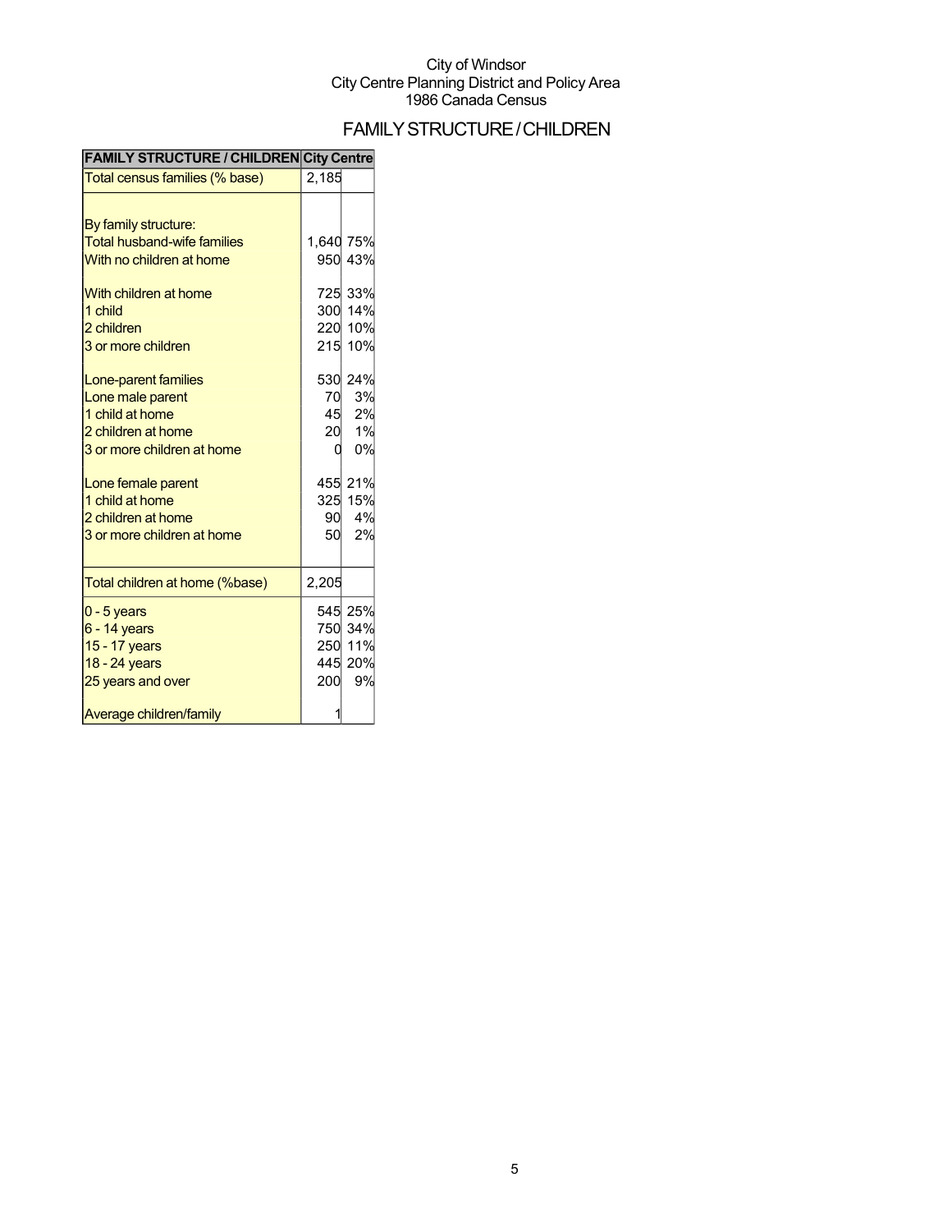City of Windsor
City Centre Planning District and Policy Area
1986 Canada Census

# FAMILY STRUCTURE / CHILDREN

| FAMILY STRUCTURE / CHILDREN | City Centre | |
|---|---|---|
| Total census families (% base) | 2,185 | |
| | | |
| By family structure: | | |
| Total husband-wife families | 1,640 | 75% |
| With no children at home | 950 | 43% |
| | | |
| With children at home | 725 | 33% |
| 1 child | 300 | 14% |
| 2 children | 220 | 10% |
| 3 or more children | 215 | 10% |
| | | |
| Lone-parent families | 530 | 24% |
| Lone male parent | 70 | 3% |
| 1 child at home | 45 | 2% |
| 2 children at home | 20 | 1% |
| 3 or more children at home | 0 | 0% |
| | | |
| Lone female parent | 455 | 21% |
| 1 child at home | 325 | 15% |
| 2 children at home | 90 | 4% |
| 3 or more children at home | 50 | 2% |
| | | |
| Total children at home (%base) | 2,205 | |
| 0 - 5 years | 545 | 25% |
| 6 - 14 years | 750 | 34% |
| 15 - 17 years | 250 | 11% |
| 18 - 24 years | 445 | 20% |
| 25 years and over | 200 | 9% |
| | | |
| Average children/family | 1 | |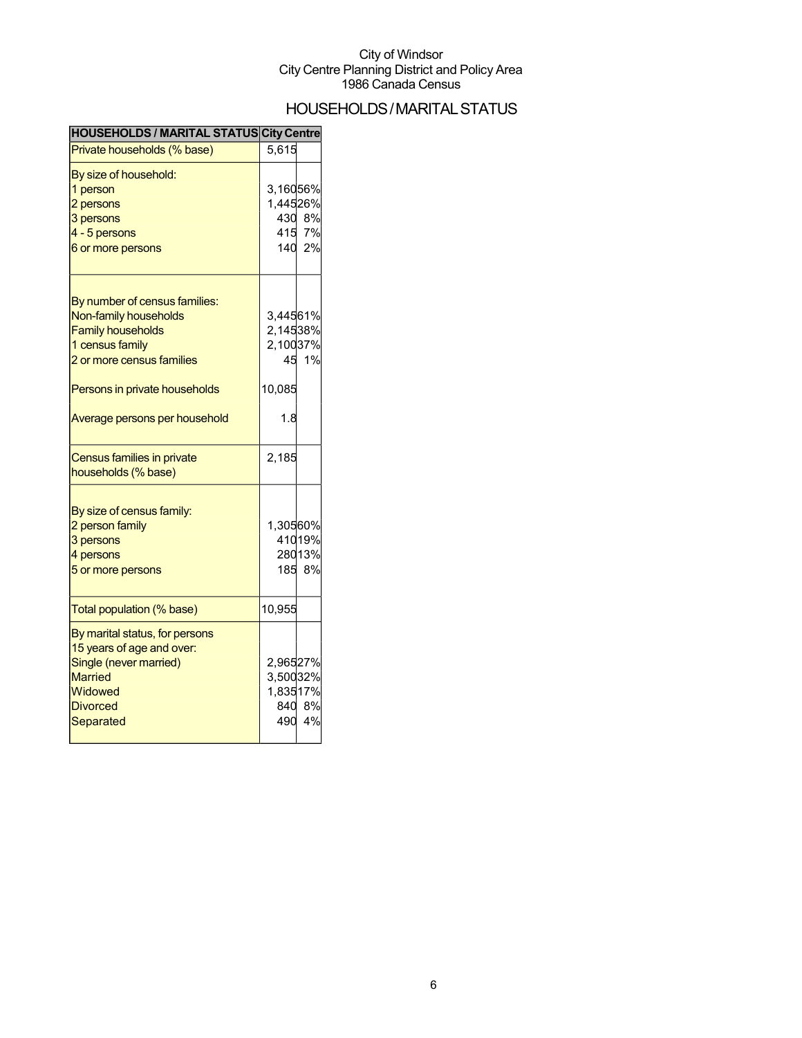City of Windsor
City Centre Planning District and Policy Area
1986 Canada Census

# HOUSEHOLDS / MARITAL STATUS

| HOUSEHOLDS / MARITAL STATUS | City Centre | |
|---|---|---|
| Private households (% base) | 5,615 | |
| By size of household: | | |
| 1 person | 3,160 | 56% |
| 2 persons | 1,445 | 26% |
| 3 persons | 430 | 8% |
| 4 - 5 persons | 415 | 7% |
| 6 or more persons | 140 | 2% |
| By number of census families: | | |
| Non-family households | 3,445 | 61% |
| Family households | 2,145 | 38% |
| 1 census family | 2,100 | 37% |
| 2 or more census families | 45 | 1% |
| Persons in private households | 10,085 | |
| Average persons per household | 1.8 | |
| Census families in private households (% base) | 2,185 | |
| By size of census family: | | |
| 2 person family | 1,305 | 60% |
| 3 persons | 410 | 19% |
| 4 persons | 280 | 13% |
| 5 or more persons | 185 | 8% |
| Total population (% base) | 10,955 | |
| By marital status, for persons 15 years of age and over: | | |
| Single (never married) | 2,965 | 27% |
| Married | 3,500 | 32% |
| Widowed | 1,835 | 17% |
| Divorced | 840 | 8% |
| Separated | 490 | 4% |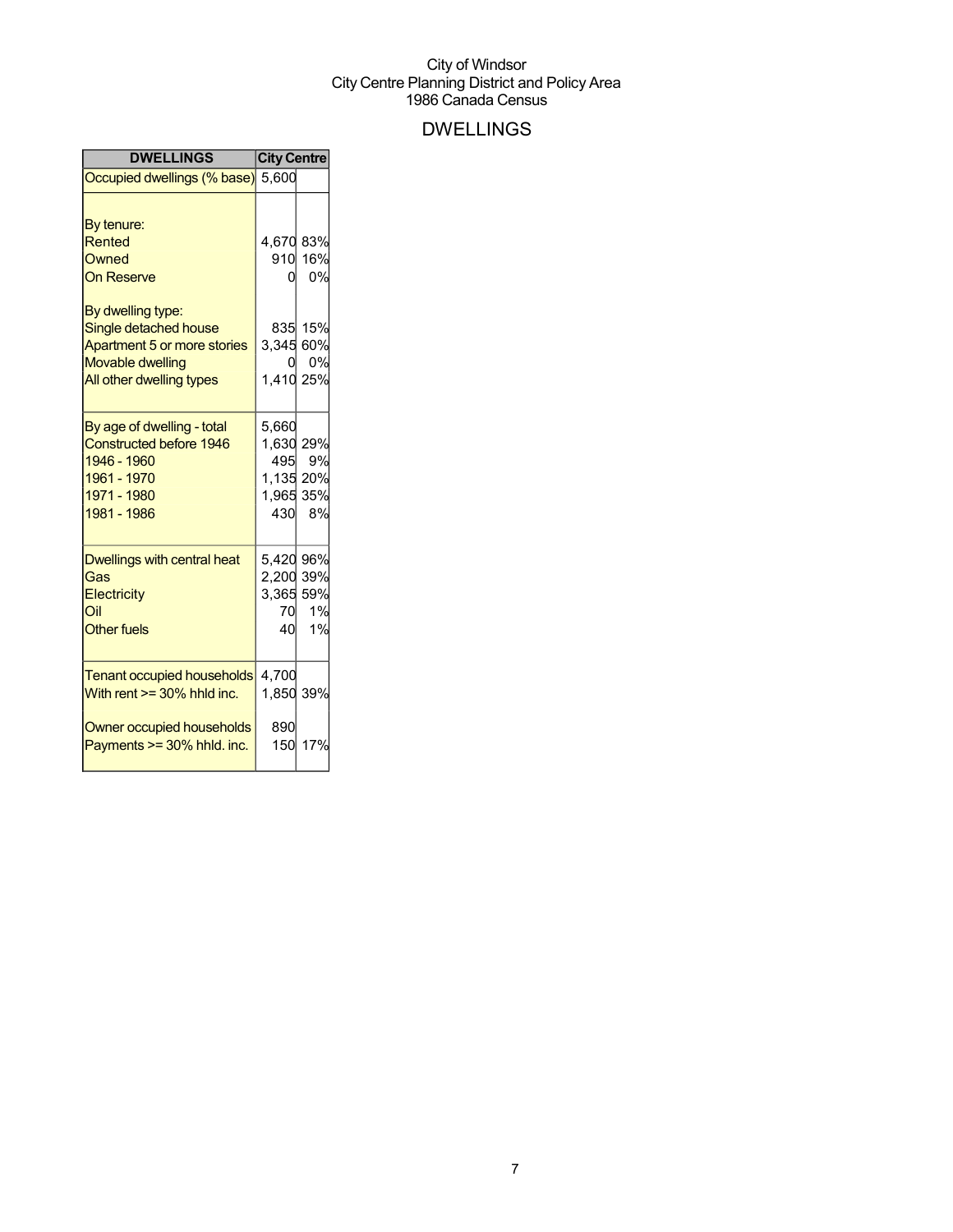City of Windsor
City Centre Planning District and Policy Area
1986 Canada Census

# DWELLINGS

| DWELLINGS | City Centre | |
|---|---|---|
| Occupied dwellings (% base) | 5,600 | |
| | | |
| By tenure: | | |
| Rented | 4,670 | 83% |
| Owned | 910 | 16% |
| On Reserve | 0 | 0% |
| | | |
| By dwelling type: | | |
| Single detached house | 835 | 15% |
| Apartment 5 or more stories | 3,345 | 60% |
| Movable dwelling | 0 | 0% |
| All other dwelling types | 1,410 | 25% |
| | | |
| By age of dwelling - total | 5,660 | |
| Constructed before 1946 | 1,630 | 29% |
| 1946 - 1960 | 495 | 9% |
| 1961 - 1970 | 1,135 | 20% |
| 1971 - 1980 | 1,965 | 35% |
| 1981 - 1986 | 430 | 8% |
| | | |
| Dwellings with central heat | 5,420 | 96% |
| Gas | 2,200 | 39% |
| Electricity | 3,365 | 59% |
| Oil | 70 | 1% |
| Other fuels | 40 | 1% |
| | | |
| Tenant occupied households | 4,700 | |
| With rent >= 30% hhld inc. | 1,850 | 39% |
| | | |
| Owner occupied households | 890 | |
| Payments >= 30% hhld. inc. | 150 | 17% |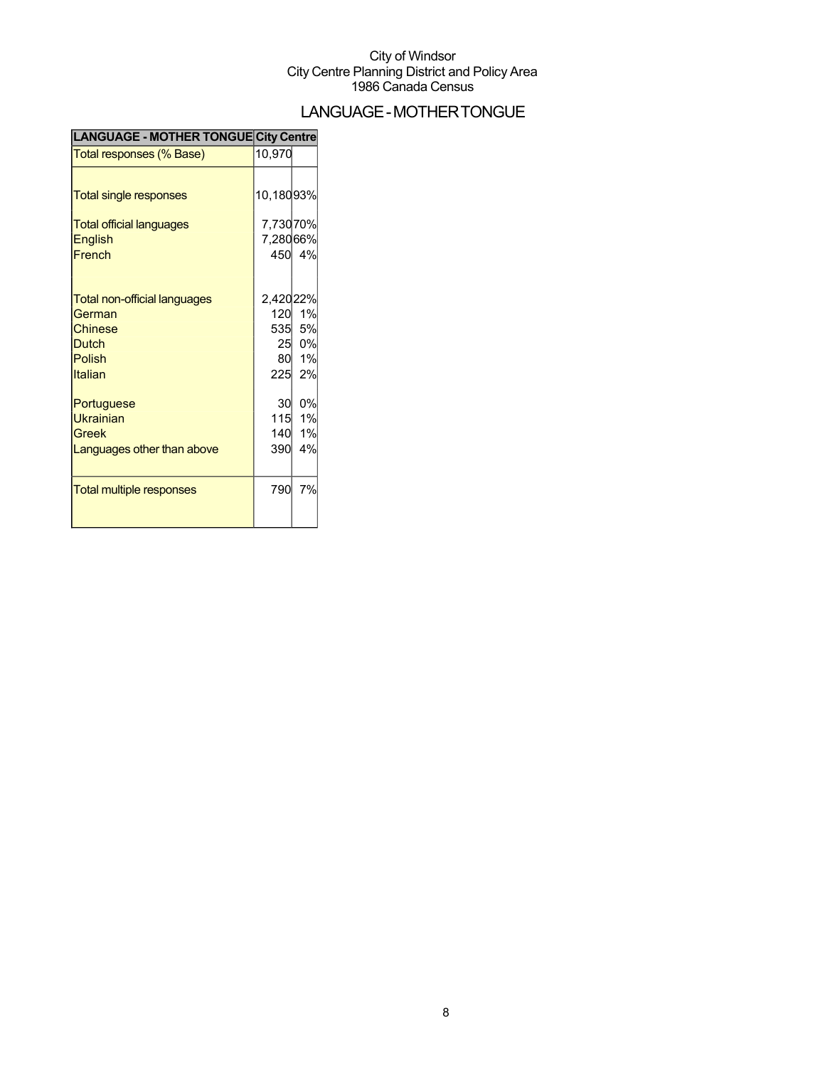City of Windsor
City Centre Planning District and Policy Area
1986 Canada Census

# LANGUAGE - MOTHER TONGUE

| LANGUAGE - MOTHER TONGUE | City Centre | |
|---|---|---|
| Total responses (% Base) | 10,970 | |
| Total single responses | 10,180 | 93% |
| Total official languages | 7,730 | 70% |
| English | 7,280 | 66% |
| French | 450 | 4% |
| Total non-official languages | 2,420 | 22% |
| German | 120 | 1% |
| Chinese | 535 | 5% |
| Dutch | 25 | 0% |
| Polish | 80 | 1% |
| Italian | 225 | 2% |
| Portuguese | 30 | 0% |
| Ukrainian | 115 | 1% |
| Greek | 140 | 1% |
| Languages other than above | 390 | 4% |
| Total multiple responses | 790 | 7% |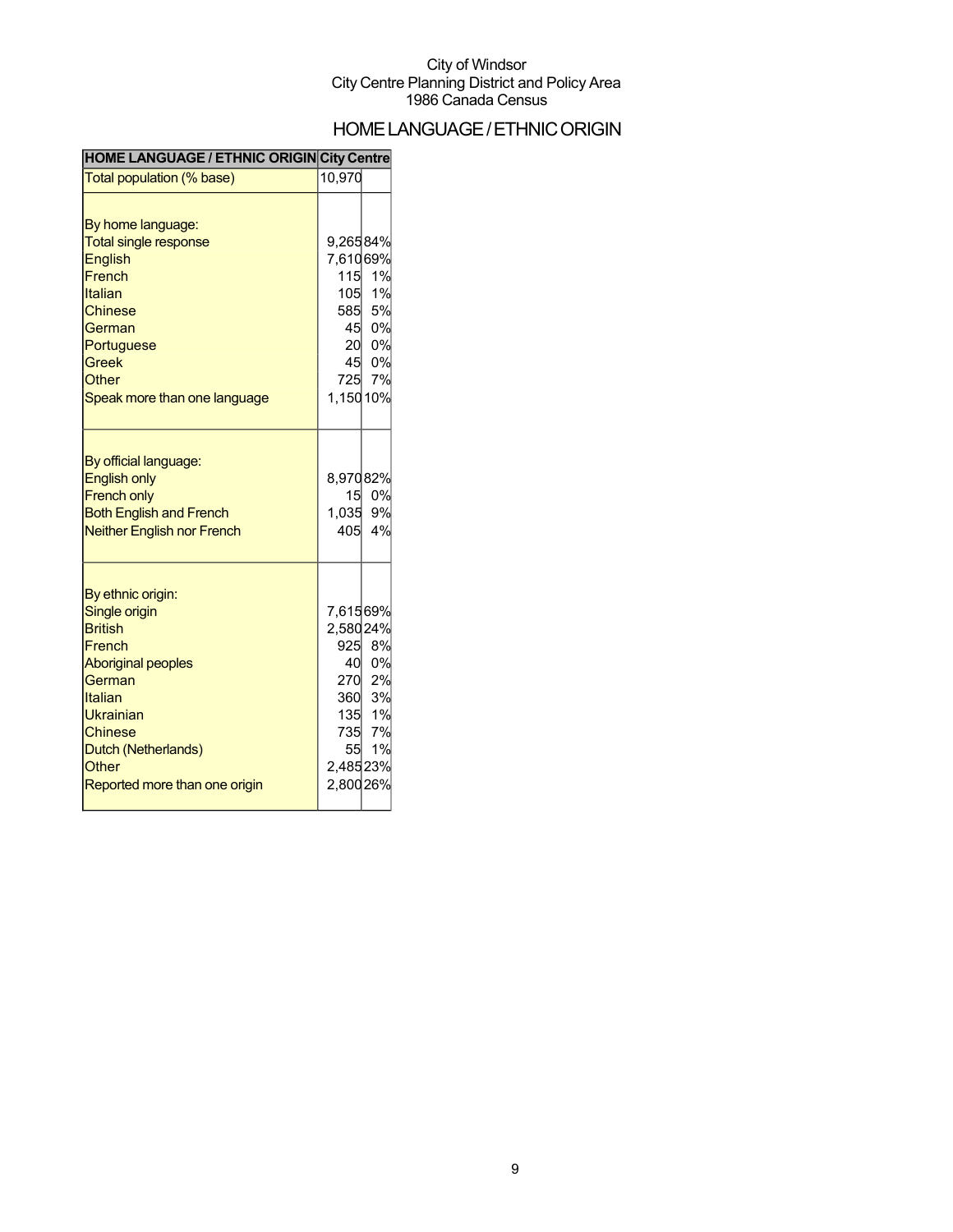City of Windsor
City Centre Planning District and Policy Area
1986 Canada Census

# HOME LANGUAGE / ETHNIC ORIGIN

| HOME LANGUAGE / ETHNIC ORIGIN | City Centre | |
|---|---|---|
| Total population (% base) | 10,970 | |
| | | |
| By home language: | | |
| Total single response | 9,265 | 84% |
| English | 7,610 | 69% |
| French | 115 | 1% |
| Italian | 105 | 1% |
| Chinese | 585 | 5% |
| German | 45 | 0% |
| Portuguese | 20 | 0% |
| Greek | 45 | 0% |
| Other | 725 | 7% |
| Speak more than one language | 1,150 | 10% |
| | | |
| By official language: | | |
| English only | 8,970 | 82% |
| French only | 15 | 0% |
| Both English and French | 1,035 | 9% |
| Neither English nor French | 405 | 4% |
| | | |
| By ethnic origin: | | |
| Single origin | 7,615 | 69% |
| British | 2,580 | 24% |
| French | 925 | 8% |
| Aboriginal peoples | 40 | 0% |
| German | 270 | 2% |
| Italian | 360 | 3% |
| Ukrainian | 135 | 1% |
| Chinese | 735 | 7% |
| Dutch (Netherlands) | 55 | 1% |
| Other | 2,485 | 23% |
| Reported more than one origin | 2,800 | 26% |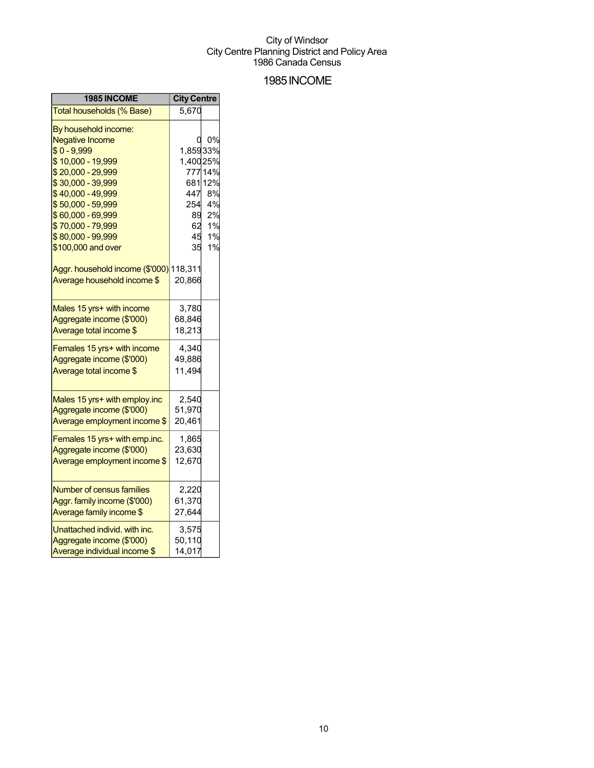City of Windsor
City Centre Planning District and Policy Area
1986 Canada Census

# 1985 INCOME

| 1985 INCOME | City Centre | |
|---|---|---|
| Total households (% Base) | 5,670 | |
| By household income: | | |
| Negative Income | 0 | 0% |
| $ 0 - 9,999 | 1,859 | 33% |
| $ 10,000 - 19,999 | 1,400 | 25% |
| $ 20,000 - 29,999 | 777 | 14% |
| $ 30,000 - 39,999 | 681 | 12% |
| $ 40,000 - 49,999 | 447 | 8% |
| $ 50,000 - 59,999 | 254 | 4% |
| $ 60,000 - 69,999 | 89 | 2% |
| $ 70,000 - 79,999 | 62 | 1% |
| $ 80,000 - 99,999 | 45 | 1% |
| $100,000 and over | 35 | 1% |
| Aggr. household income ($'000) | 118,311 | |
| Average household income $ | 20,866 | |
| Males 15 yrs+ with income | 3,780 | |
| Aggregate income ($'000) | 68,846 | |
| Average total income $ | 18,213 | |
| Females 15 yrs+ with income | 4,340 | |
| Aggregate income ($'000) | 49,886 | |
| Average total income $ | 11,494 | |
| Males 15 yrs+ with employ.inc | 2,540 | |
| Aggregate income ($'000) | 51,970 | |
| Average employment income $ | 20,461 | |
| Females 15 yrs+ with emp.inc. | 1,865 | |
| Aggregate income ($'000) | 23,630 | |
| Average employment income $ | 12,670 | |
| Number of census families | 2,220 | |
| Aggr. family income ($'000) | 61,370 | |
| Average family income $ | 27,644 | |
| Unattached individ. with inc. | 3,575 | |
| Aggregate income ($'000) | 50,110 | |
| Average individual income $ | 14,017 | |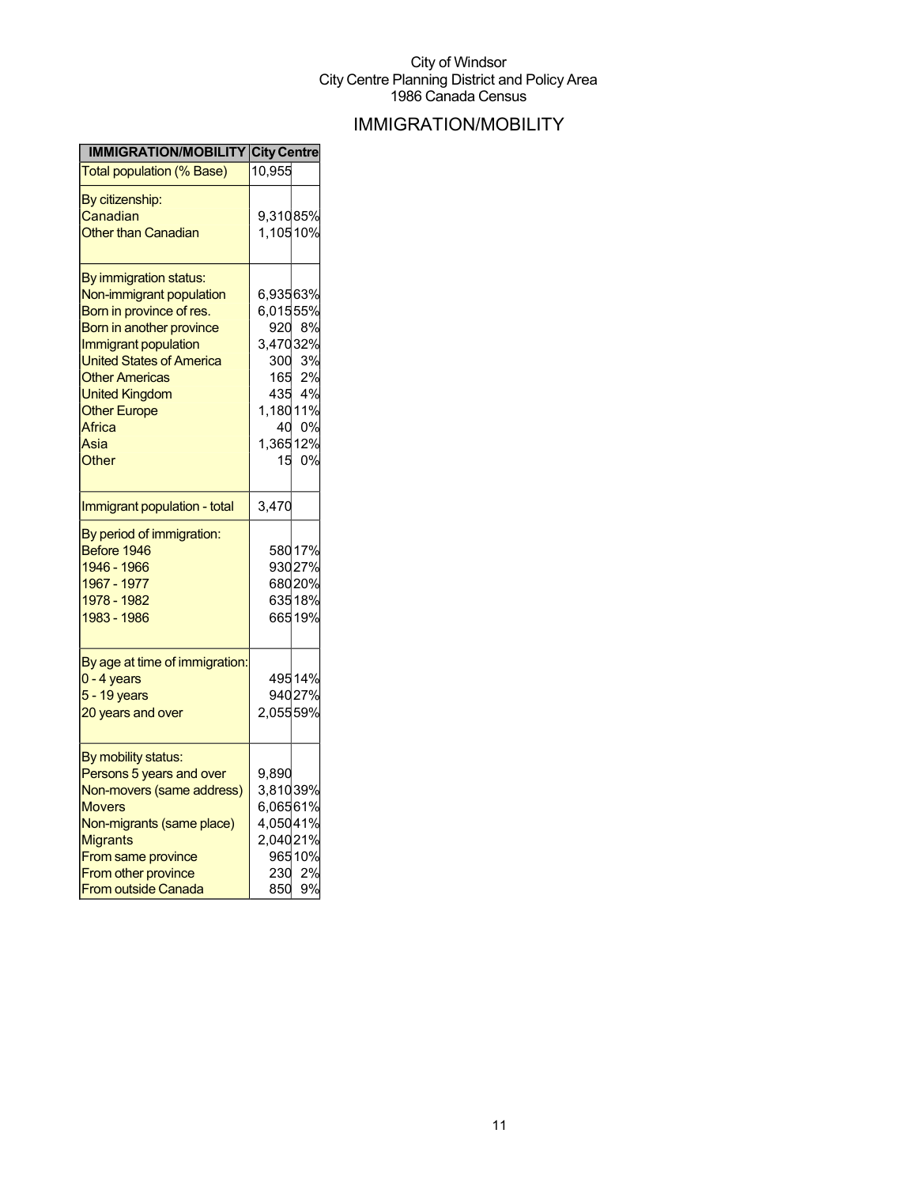City of Windsor
City Centre Planning District and Policy Area
1986 Canada Census

# IMMIGRATION/MOBILITY

| IMMIGRATION/MOBILITY | City Centre | |
|---|---|---|
| Total population (% Base) | 10,955 | |
| By citizenship: | | |
| Canadian | 9,310 | 85% |
| Other than Canadian | 1,105 | 10% |
| By immigration status: | | |
| Non-immigrant population | 6,935 | 63% |
| Born in province of res. | 6,015 | 55% |
| Born in another province | 920 | 8% |
| Immigrant population | 3,470 | 32% |
| United States of America | 300 | 3% |
| Other Americas | 165 | 2% |
| United Kingdom | 435 | 4% |
| Other Europe | 1,180 | 11% |
| Africa | 40 | 0% |
| Asia | 1,365 | 12% |
| Other | 15 | 0% |
| Immigrant population - total | 3,470 | |
| By period of immigration: | | |
| Before 1946 | 580 | 17% |
| 1946 - 1966 | 930 | 27% |
| 1967 - 1977 | 680 | 20% |
| 1978 - 1982 | 635 | 18% |
| 1983 - 1986 | 665 | 19% |
| By age at time of immigration: | | |
| 0 - 4 years | 495 | 14% |
| 5 - 19 years | 940 | 27% |
| 20 years and over | 2,055 | 59% |
| By mobility status: | | |
| Persons 5 years and over | 9,890 | |
| Non-movers (same address) | 3,810 | 39% |
| Movers | 6,065 | 61% |
| Non-migrants (same place) | 4,050 | 41% |
| Migrants | 2,040 | 21% |
| From same province | 965 | 10% |
| From other province | 230 | 2% |
| From outside Canada | 850 | 9% |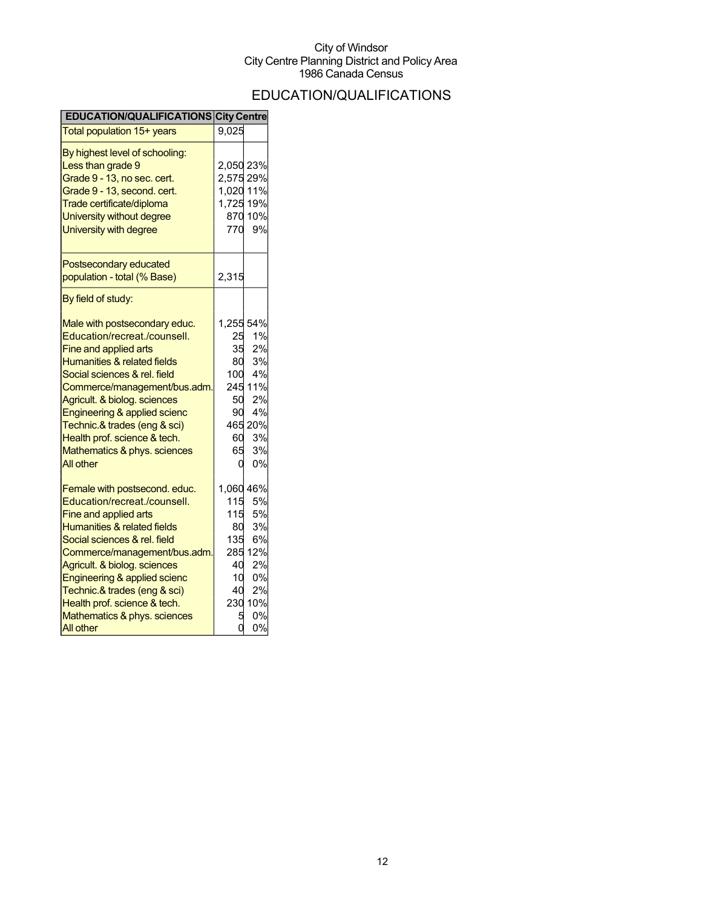City of Windsor
City Centre Planning District and Policy Area
1986 Canada Census

# EDUCATION/QUALIFICATIONS

| EDUCATION/QUALIFICATIONS | City Centre | |
|---|---|---|
| Total population 15+ years | 9,025 | |
| By highest level of schooling: | | |
| Less than grade 9 | 2,050 | 23% |
| Grade 9 - 13, no sec. cert. | 2,575 | 29% |
| Grade 9 - 13, second. cert. | 1,020 | 11% |
| Trade certificate/diploma | 1,725 | 19% |
| University without degree | 870 | 10% |
| University with degree | 770 | 9% |
| Postsecondary educated population - total (% Base) | 2,315 | |
| By field of study: | | |
| Male with postsecondary educ. | 1,255 | 54% |
| Education/recreat./counsell. | 25 | 1% |
| Fine and applied arts | 35 | 2% |
| Humanities & related fields | 80 | 3% |
| Social sciences & rel. field | 100 | 4% |
| Commerce/management/bus.adm. | 245 | 11% |
| Agricult. & biolog. sciences | 50 | 2% |
| Engineering & applied scienc | 90 | 4% |
| Technic.& trades (eng & sci) | 465 | 20% |
| Health prof. science & tech. | 60 | 3% |
| Mathematics & phys. sciences | 65 | 3% |
| All other | 0 | 0% |
| Female with postsecond. educ. | 1,060 | 46% |
| Education/recreat./counsell. | 115 | 5% |
| Fine and applied arts | 115 | 5% |
| Humanities & related fields | 80 | 3% |
| Social sciences & rel. field | 135 | 6% |
| Commerce/management/bus.adm. | 285 | 12% |
| Agricult. & biolog. sciences | 40 | 2% |
| Engineering & applied scienc | 10 | 0% |
| Technic.& trades (eng & sci) | 40 | 2% |
| Health prof. science & tech. | 230 | 10% |
| Mathematics & phys. sciences | 5 | 0% |
| All other | 0 | 0% |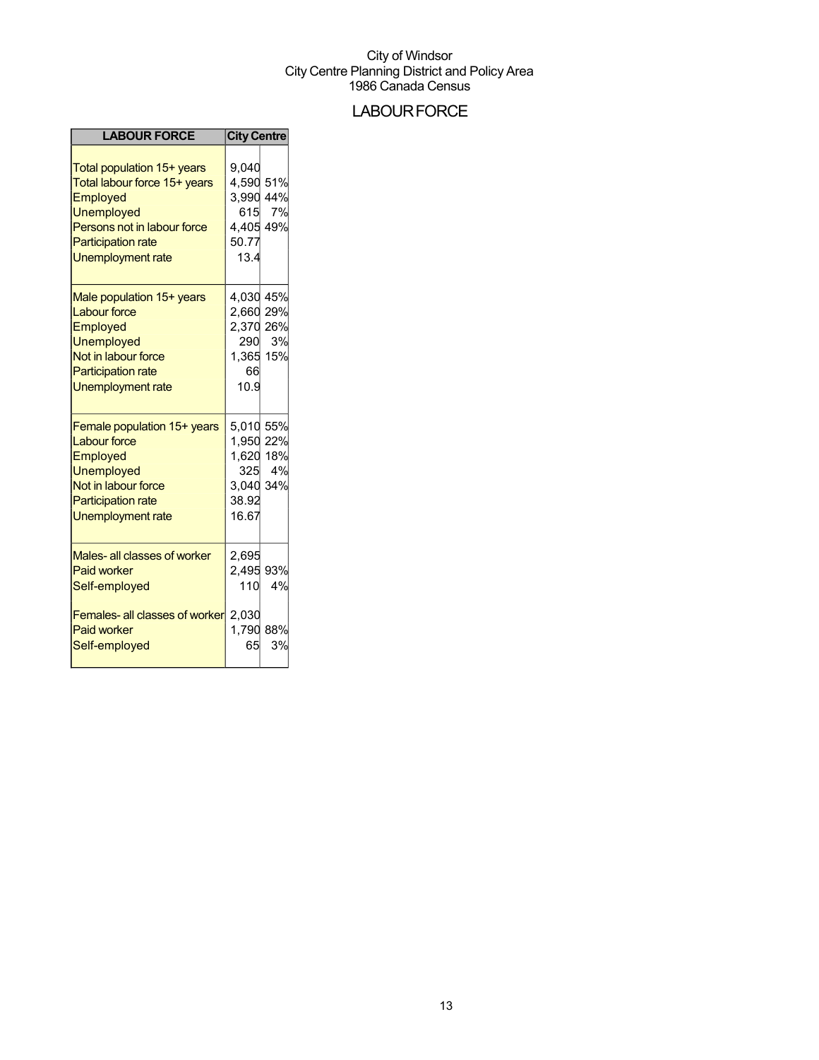City of Windsor
City Centre Planning District and Policy Area
1986 Canada Census

# LABOUR FORCE

| LABOUR FORCE | City Centre | |
|---|---|---|
| Total population 15+ years | 9,040 | |
| Total labour force 15+ years | 4,590 | 51% |
| Employed | 3,990 | 44% |
| Unemployed | 615 | 7% |
| Persons not in labour force | 4,405 | 49% |
| Participation rate | 50.77 | |
| Unemployment rate | 13.4 | |
| Male population 15+ years | 4,030 | 45% |
| Labour force | 2,660 | 29% |
| Employed | 2,370 | 26% |
| Unemployed | 290 | 3% |
| Not in labour force | 1,365 | 15% |
| Participation rate | 66 | |
| Unemployment rate | 10.9 | |
| Female population 15+ years | 5,010 | 55% |
| Labour force | 1,950 | 22% |
| Employed | 1,620 | 18% |
| Unemployed | 325 | 4% |
| Not in labour force | 3,040 | 34% |
| Participation rate | 38.92 | |
| Unemployment rate | 16.67 | |
| Males- all classes of worker | 2,695 | |
| Paid worker | 2,495 | 93% |
| Self-employed | 110 | 4% |
| Females- all classes of worker | 2,030 | |
| Paid worker | 1,790 | 88% |
| Self-employed | 65 | 3% |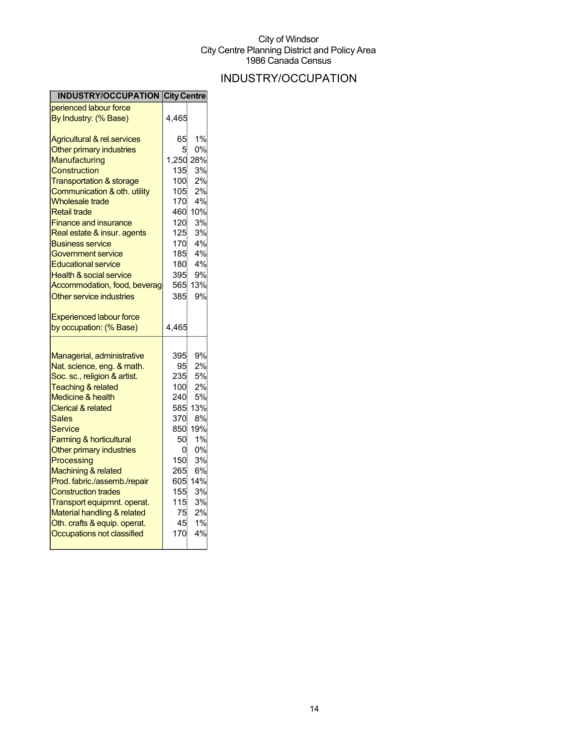City of Windsor
City Centre Planning District and Policy Area
1986 Canada Census

# INDUSTRY/OCCUPATION

| INDUSTRY/OCCUPATION | City Centre | |
|---|---|---|
| perienced labour force By Industry: (% Base) | 4,465 | |
| Agricultural & rel.services | 65 | 1% |
| Other primary industries | 5 | 0% |
| Manufacturing | 1,250 | 28% |
| Construction | 135 | 3% |
| Transportation & storage | 100 | 2% |
| Communication & oth. utility | 105 | 2% |
| Wholesale trade | 170 | 4% |
| Retail trade | 460 | 10% |
| Finance and insurance | 120 | 3% |
| Real estate & insur. agents | 125 | 3% |
| Business service | 170 | 4% |
| Government service | 185 | 4% |
| Educational service | 180 | 4% |
| Health & social service | 395 | 9% |
| Accommodation, food, beverag | 565 | 13% |
| Other service industries | 385 | 9% |
| Experienced labour force by occupation: (% Base) | 4,465 | |
| Managerial, administrative | 395 | 9% |
| Nat. science, eng. & math. | 95 | 2% |
| Soc. sc., religion & artist. | 235 | 5% |
| Teaching & related | 100 | 2% |
| Medicine & health | 240 | 5% |
| Clerical & related | 585 | 13% |
| Sales | 370 | 8% |
| Service | 850 | 19% |
| Farming & horticultural | 50 | 1% |
| Other primary industries | 0 | 0% |
| Processing | 150 | 3% |
| Machining & related | 265 | 6% |
| Prod. fabric./assemb./repair | 605 | 14% |
| Construction trades | 155 | 3% |
| Transport equipmnt. operat. | 115 | 3% |
| Material handling & related | 75 | 2% |
| Oth. crafts & equip. operat. | 45 | 1% |
| Occupations not classified | 170 | 4% |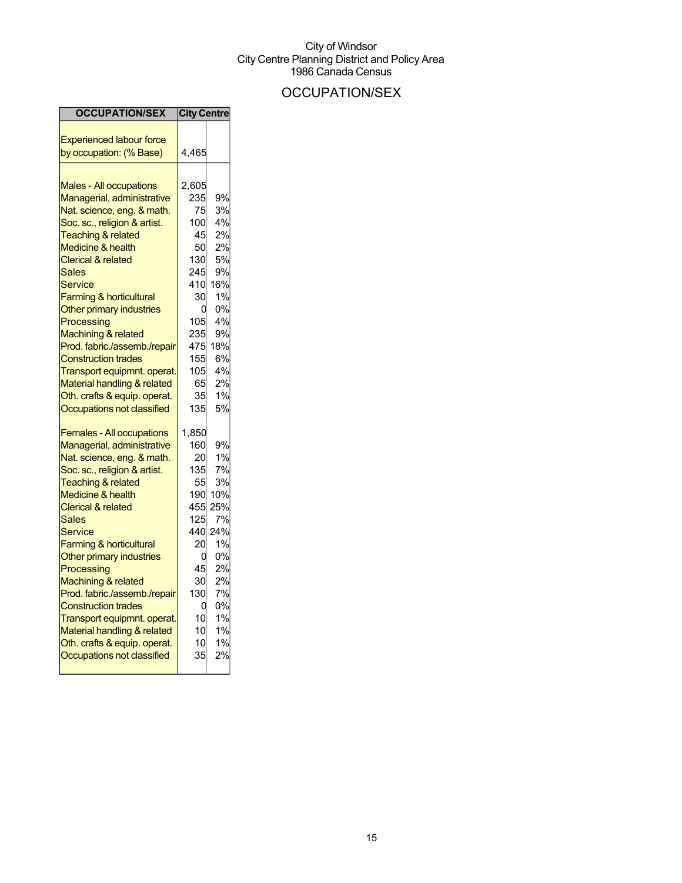City of Windsor
City Centre Planning District and Policy Area
1986 Canada Census

# OCCUPATION/SEX

| OCCUPATION/SEX | City Centre | |
|---|---|---|
| Experienced labour force by occupation: (% Base) | 4,465 | |
| | | |
| Males - All occupations | 2,605 | |
| Managerial, administrative | 235 | 9% |
| Nat. science, eng. & math. | 75 | 3% |
| Soc. sc., religion & artist. | 100 | 4% |
| Teaching & related | 45 | 2% |
| Medicine & health | 50 | 2% |
| Clerical & related | 130 | 5% |
| Sales | 245 | 9% |
| Service | 410 | 16% |
| Farming & horticultural | 30 | 1% |
| Other primary industries | 0 | 0% |
| Processing | 105 | 4% |
| Machining & related | 235 | 9% |
| Prod. fabric./assemb./repair | 475 | 18% |
| Construction trades | 155 | 6% |
| Transport equipmnt. operat. | 105 | 4% |
| Material handling & related | 65 | 2% |
| Oth. crafts & equip. operat. | 35 | 1% |
| Occupations not classified | 135 | 5% |
| | | |
| Females - All occupations | 1,850 | |
| Managerial, administrative | 160 | 9% |
| Nat. science, eng. & math. | 20 | 1% |
| Soc. sc., religion & artist. | 135 | 7% |
| Teaching & related | 55 | 3% |
| Medicine & health | 190 | 10% |
| Clerical & related | 455 | 25% |
| Sales | 125 | 7% |
| Service | 440 | 24% |
| Farming & horticultural | 20 | 1% |
| Other primary industries | 0 | 0% |
| Processing | 45 | 2% |
| Machining & related | 30 | 2% |
| Prod. fabric./assemb./repair | 130 | 7% |
| Construction trades | 0 | 0% |
| Transport equipmnt. operat. | 10 | 1% |
| Material handling & related | 10 | 1% |
| Oth. crafts & equip. operat. | 10 | 1% |
| Occupations not classified | 35 | 2% |